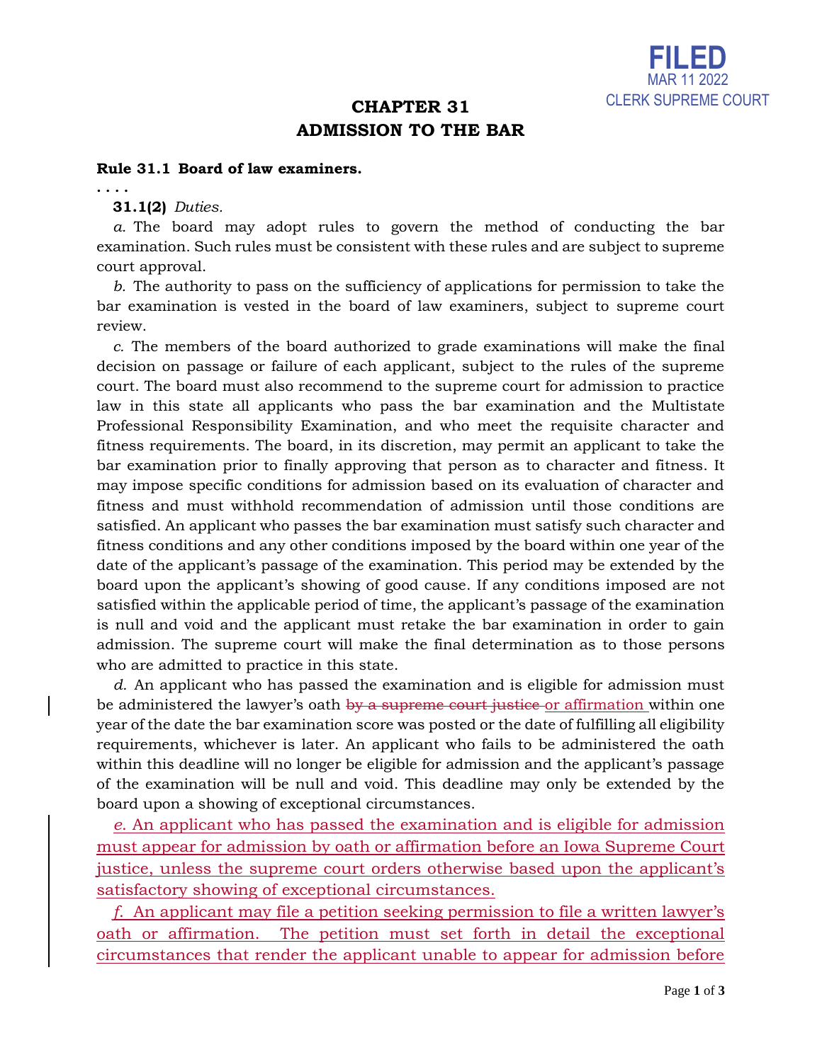FILED
MAR 11 2022
CLERK SUPREME COURT

# CHAPTER 31
# ADMISSION TO THE BAR

**Rule 31.1 Board of law examiners.**

. . . .

**31.1(2)** *Duties.*

*a.* The board may adopt rules to govern the method of conducting the bar examination. Such rules must be consistent with these rules and are subject to supreme court approval.

*b.* The authority to pass on the sufficiency of applications for permission to take the bar examination is vested in the board of law examiners, subject to supreme court review.

*c.* The members of the board authorized to grade examinations will make the final decision on passage or failure of each applicant, subject to the rules of the supreme court. The board must also recommend to the supreme court for admission to practice law in this state all applicants who pass the bar examination and the Multistate Professional Responsibility Examination, and who meet the requisite character and fitness requirements. The board, in its discretion, may permit an applicant to take the bar examination prior to finally approving that person as to character and fitness. It may impose specific conditions for admission based on its evaluation of character and fitness and must withhold recommendation of admission until those conditions are satisfied. An applicant who passes the bar examination must satisfy such character and fitness conditions and any other conditions imposed by the board within one year of the date of the applicant's passage of the examination. This period may be extended by the board upon the applicant's showing of good cause. If any conditions imposed are not satisfied within the applicable period of time, the applicant's passage of the examination is null and void and the applicant must retake the bar examination in order to gain admission. The supreme court will make the final determination as to those persons who are admitted to practice in this state.

*d.* An applicant who has passed the examination and is eligible for admission must be administered the lawyer's oath ~~by a supreme court justice~~ <u>or affirmation</u> within one year of the date the bar examination score was posted or the date of fulfilling all eligibility requirements, whichever is later. An applicant who fails to be administered the oath within this deadline will no longer be eligible for admission and the applicant's passage of the examination will be null and void. This deadline may only be extended by the board upon a showing of exceptional circumstances.

<u>*e.* An applicant who has passed the examination and is eligible for admission must appear for admission by oath or affirmation before an Iowa Supreme Court justice, unless the supreme court orders otherwise based upon the applicant's satisfactory showing of exceptional circumstances.</u>

<u>*f.* An applicant may file a petition seeking permission to file a written lawyer's oath or affirmation. The petition must set forth in detail the exceptional circumstances that render the applicant unable to appear for admission before</u>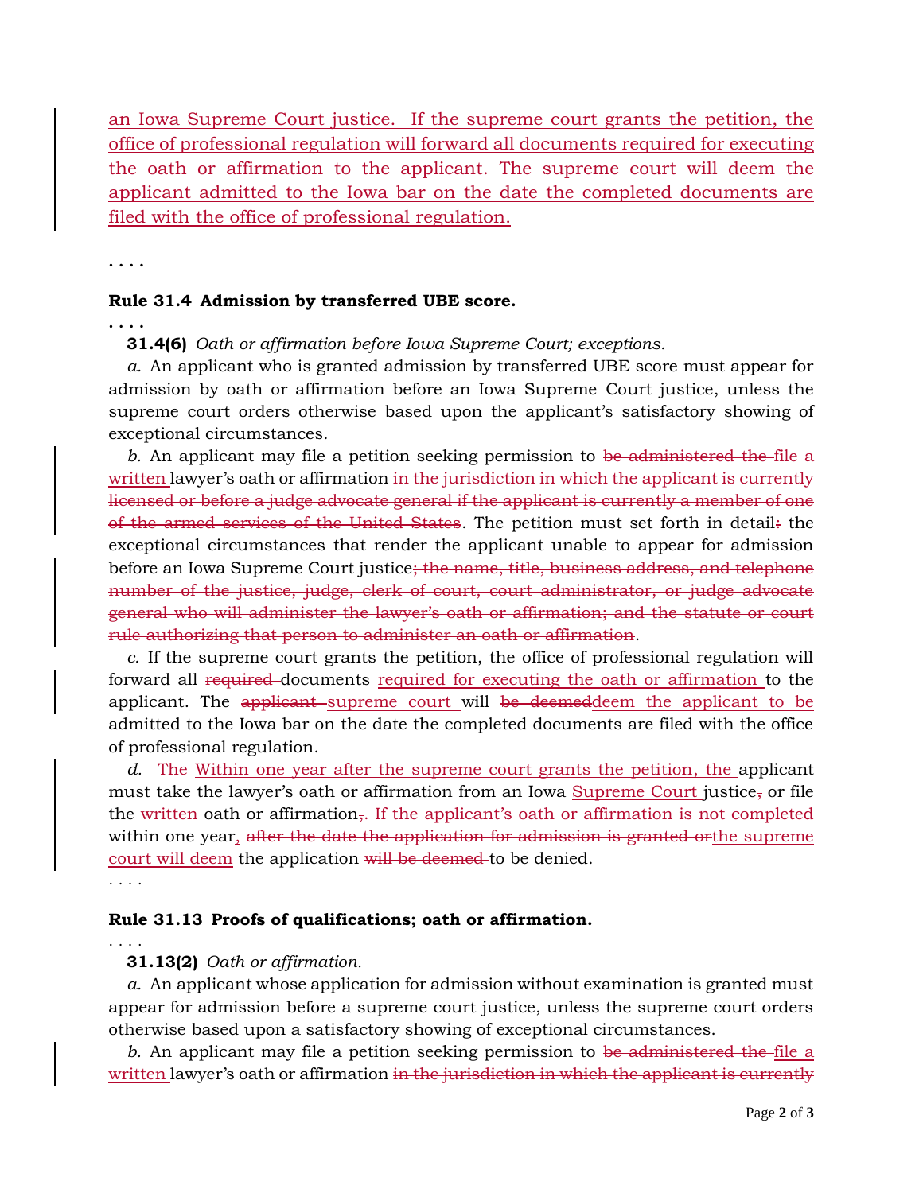<u>an Iowa Supreme Court justice. If the supreme court grants the petition, the office of professional regulation will forward all documents required for executing the oath or affirmation to the applicant. The supreme court will deem the applicant admitted to the Iowa bar on the date the completed documents are filed with the office of professional regulation.</u>

. . . .

**Rule 31.4 Admission by transferred UBE score.**

. . . .

**31.4(6)** *Oath or affirmation before Iowa Supreme Court; exceptions.*

*a.* An applicant who is granted admission by transferred UBE score must appear for admission by oath or affirmation before an Iowa Supreme Court justice, unless the supreme court orders otherwise based upon the applicant's satisfactory showing of exceptional circumstances.

*b.* An applicant may file a petition seeking permission to ~~be administered the~~ <u>file a written</u> lawyer's oath or affirmation ~~in the jurisdiction in which the applicant is currently licensed or before a judge advocate general if the applicant is currently a member of one of the armed services of the United States~~. The petition must set forth in detail~~:~~ the exceptional circumstances that render the applicant unable to appear for admission before an Iowa Supreme Court justice~~; the name, title, business address, and telephone number of the justice, judge, clerk of court, court administrator, or judge advocate general who will administer the lawyer's oath or affirmation; and the statute or court rule authorizing that person to administer an oath or affirmation~~.

*c.* If the supreme court grants the petition, the office of professional regulation will forward all ~~required~~ documents <u>required for executing the oath or affirmation</u> to the applicant. The ~~applicant~~ <u>supreme court</u> will ~~be deemed~~<u>deem the applicant to be</u> admitted to the Iowa bar on the date the completed documents are filed with the office of professional regulation.

*d.* ~~The~~ <u>Within one year after the supreme court grants the petition, the</u> applicant must take the lawyer's oath or affirmation from an Iowa <u>Supreme Court</u> justice~~,~~ or file the <u>written</u> oath or affirmation~~,~~<u>. If the applicant's oath or affirmation is not completed</u> within one year<u>,</u> ~~after the date the application for admission is granted or~~<u>the supreme court will deem</u> the application ~~will be deemed~~ to be denied.

. . . .

**Rule 31.13 Proofs of qualifications; oath or affirmation.**

. . . .

**31.13(2)** *Oath or affirmation.*

*a.* An applicant whose application for admission without examination is granted must appear for admission before a supreme court justice, unless the supreme court orders otherwise based upon a satisfactory showing of exceptional circumstances.

*b.* An applicant may file a petition seeking permission to ~~be administered the~~ <u>file a written</u> lawyer's oath or affirmation ~~in the jurisdiction in which the applicant is currently~~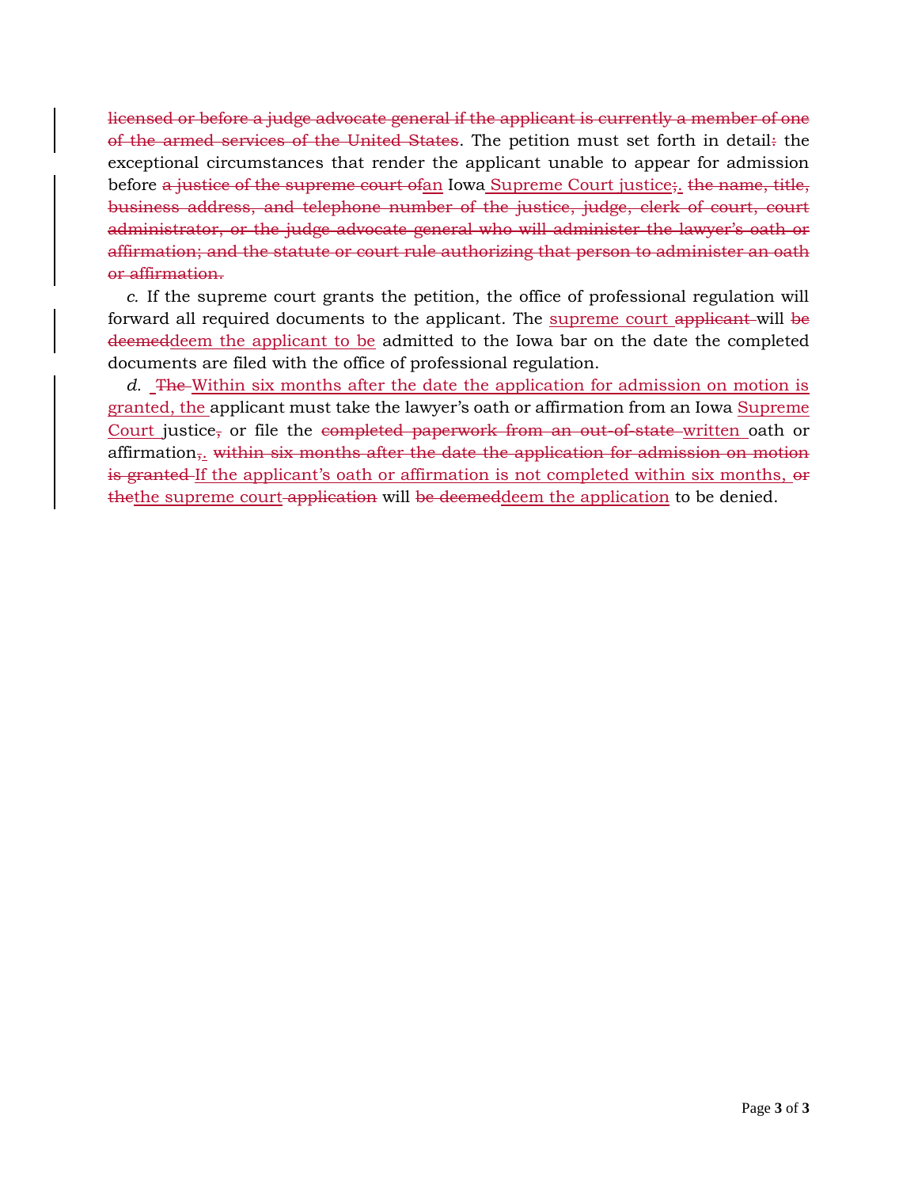~~licensed or before a judge advocate general if the applicant is currently a member of one of the armed services of the United States~~. The petition must set forth in detail~~:~~ the exceptional circumstances that render the applicant unable to appear for admission before ~~a justice of the supreme court of~~<u>an</u> Iowa<u> Supreme Court justice</u>~~;~~<u>.</u> ~~the name, title, business address, and telephone number of the justice, judge, clerk of court, court administrator, or the judge advocate general who will administer the lawyer's oath or affirmation; and the statute or court rule authorizing that person to administer an oath or affirmation.~~

*c.* If the supreme court grants the petition, the office of professional regulation will forward all required documents to the applicant. The <u>supreme court</u> ~~applicant~~ will ~~be deemed~~<u>deem the applicant to be</u> admitted to the Iowa bar on the date the completed documents are filed with the office of professional regulation.

*d.* ~~The~~ <u>Within six months after the date the application for admission on motion is granted, the</u> applicant must take the lawyer's oath or affirmation from an Iowa <u>Supreme Court</u> justice~~,~~ or file the ~~completed paperwork from an out-of-state~~ <u>written</u> oath or affirmation~~,~~<u>.</u> ~~within six months after the date the application for admission on motion is granted~~ <u>If the applicant's oath or affirmation is not completed within six months,</u> ~~or the~~<u>the supreme court</u> ~~application~~ will ~~be deemed~~<u>deem the application</u> to be denied.